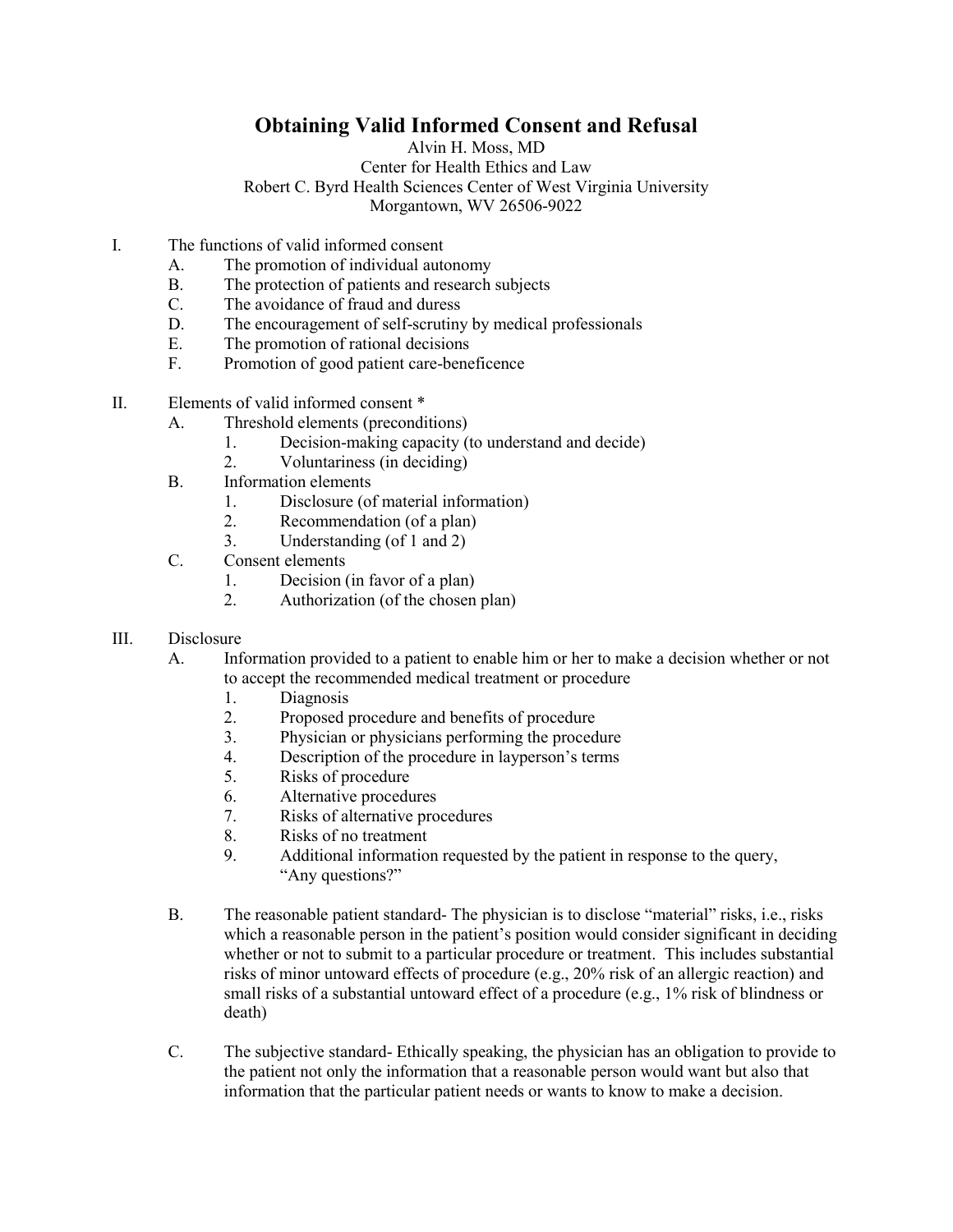# Obtaining Valid Informed Consent and Refusal

Alvin H. Moss, MD
Center for Health Ethics and Law
Robert C. Byrd Health Sciences Center of West Virginia University
Morgantown, WV 26506-9022

I. The functions of valid informed consent
   A. The promotion of individual autonomy
   B. The protection of patients and research subjects
   C. The avoidance of fraud and duress
   D. The encouragement of self-scrutiny by medical professionals
   E. The promotion of rational decisions
   F. Promotion of good patient care-beneficence

II. Elements of valid informed consent *
   A. Threshold elements (preconditions)
      1. Decision-making capacity (to understand and decide)
      2. Voluntariness (in deciding)
   B. Information elements
      1. Disclosure (of material information)
      2. Recommendation (of a plan)
      3. Understanding (of 1 and 2)
   C. Consent elements
      1. Decision (in favor of a plan)
      2. Authorization (of the chosen plan)

III. Disclosure
   A. Information provided to a patient to enable him or her to make a decision whether or not to accept the recommended medical treatment or procedure
      1. Diagnosis
      2. Proposed procedure and benefits of procedure
      3. Physician or physicians performing the procedure
      4. Description of the procedure in layperson's terms
      5. Risks of procedure
      6. Alternative procedures
      7. Risks of alternative procedures
      8. Risks of no treatment
      9. Additional information requested by the patient in response to the query, "Any questions?"

   B. The reasonable patient standard- The physician is to disclose "material" risks, i.e., risks which a reasonable person in the patient's position would consider significant in deciding whether or not to submit to a particular procedure or treatment. This includes substantial risks of minor untoward effects of procedure (e.g., 20% risk of an allergic reaction) and small risks of a substantial untoward effect of a procedure (e.g., 1% risk of blindness or death)

   C. The subjective standard- Ethically speaking, the physician has an obligation to provide to the patient not only the information that a reasonable person would want but also that information that the particular patient needs or wants to know to make a decision.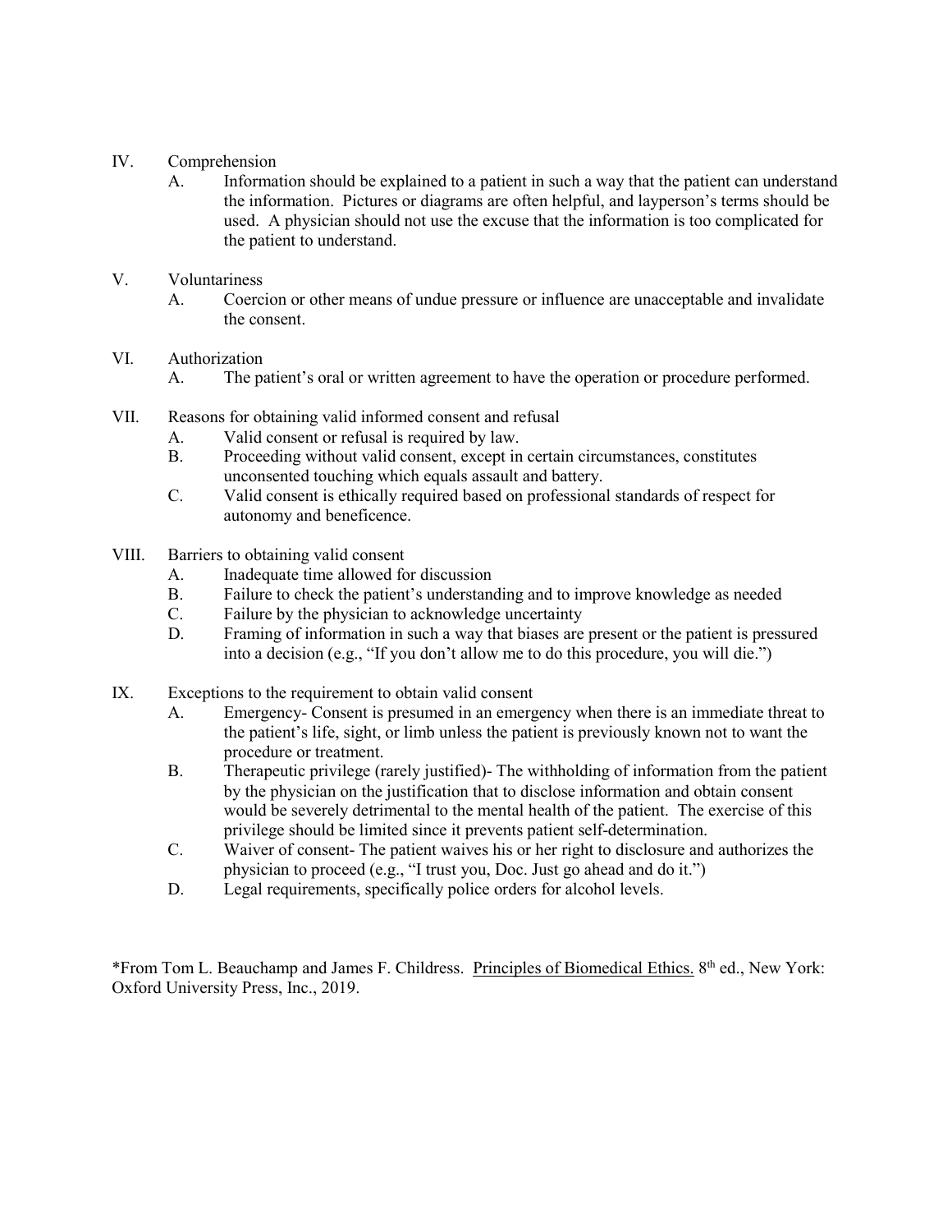IV. Comprehension

   A. Information should be explained to a patient in such a way that the patient can understand the information. Pictures or diagrams are often helpful, and layperson's terms should be used. A physician should not use the excuse that the information is too complicated for the patient to understand.

V. Voluntariness

   A. Coercion or other means of undue pressure or influence are unacceptable and invalidate the consent.

VI. Authorization

   A. The patient's oral or written agreement to have the operation or procedure performed.

VII. Reasons for obtaining valid informed consent and refusal

   A. Valid consent or refusal is required by law.

   B. Proceeding without valid consent, except in certain circumstances, constitutes unconsented touching which equals assault and battery.

   C. Valid consent is ethically required based on professional standards of respect for autonomy and beneficence.

VIII. Barriers to obtaining valid consent

   A. Inadequate time allowed for discussion

   B. Failure to check the patient's understanding and to improve knowledge as needed

   C. Failure by the physician to acknowledge uncertainty

   D. Framing of information in such a way that biases are present or the patient is pressured into a decision (e.g., "If you don't allow me to do this procedure, you will die.")

IX. Exceptions to the requirement to obtain valid consent

   A. Emergency- Consent is presumed in an emergency when there is an immediate threat to the patient's life, sight, or limb unless the patient is previously known not to want the procedure or treatment.

   B. Therapeutic privilege (rarely justified)- The withholding of information from the patient by the physician on the justification that to disclose information and obtain consent would be severely detrimental to the mental health of the patient. The exercise of this privilege should be limited since it prevents patient self-determination.

   C. Waiver of consent- The patient waives his or her right to disclosure and authorizes the physician to proceed (e.g., "I trust you, Doc. Just go ahead and do it.")

   D. Legal requirements, specifically police orders for alcohol levels.

*From Tom L. Beauchamp and James F. Childress. Principles of Biomedical Ethics. 8th ed., New York: Oxford University Press, Inc., 2019.